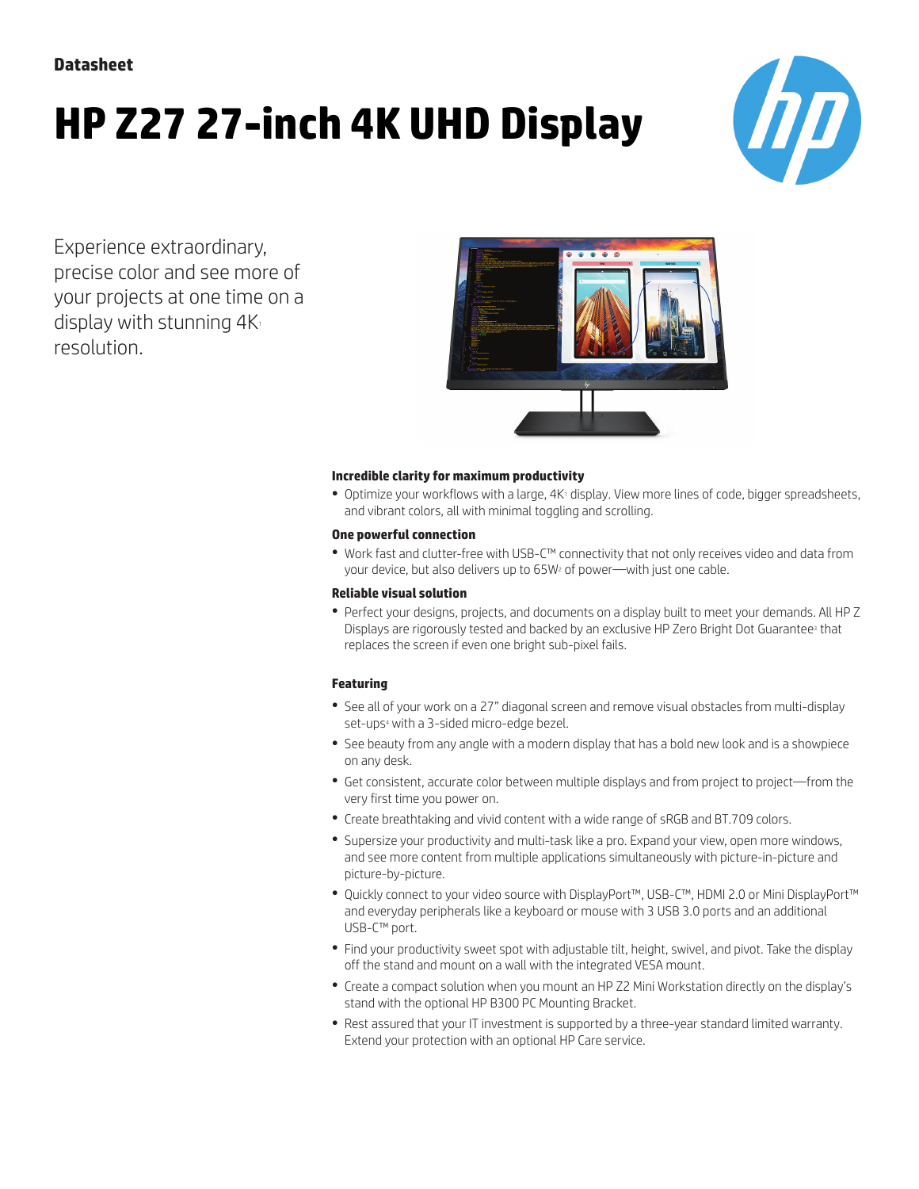**Datasheet**

# HP Z27 27-inch 4K UHD Display

Experience extraordinary, precise color and see more of your projects at one time on a display with stunning 4K[1] resolution.

### Incredible clarity for maximum productivity

- Optimize your workflows with a large, 4K[1] display. View more lines of code, bigger spreadsheets, and vibrant colors, all with minimal toggling and scrolling.

### One powerful connection

- Work fast and clutter-free with USB-C™ connectivity that not only receives video and data from your device, but also delivers up to 65W[2] of power—with just one cable.

### Reliable visual solution

- Perfect your designs, projects, and documents on a display built to meet your demands. All HP Z Displays are rigorously tested and backed by an exclusive HP Zero Bright Dot Guarantee[3] that replaces the screen if even one bright sub-pixel fails.

### Featuring

- See all of your work on a 27" diagonal screen and remove visual obstacles from multi-display set-ups[4] with a 3-sided micro-edge bezel.
- See beauty from any angle with a modern display that has a bold new look and is a showpiece on any desk.
- Get consistent, accurate color between multiple displays and from project to project—from the very first time you power on.
- Create breathtaking and vivid content with a wide range of sRGB and BT.709 colors.
- Supersize your productivity and multi-task like a pro. Expand your view, open more windows, and see more content from multiple applications simultaneously with picture-in-picture and picture-by-picture.
- Quickly connect to your video source with DisplayPort™, USB-C™, HDMI 2.0 or Mini DisplayPort™ and everyday peripherals like a keyboard or mouse with 3 USB 3.0 ports and an additional USB-C™ port.
- Find your productivity sweet spot with adjustable tilt, height, swivel, and pivot. Take the display off the stand and mount on a wall with the integrated VESA mount.
- Create a compact solution when you mount an HP Z2 Mini Workstation directly on the display's stand with the optional HP B300 PC Mounting Bracket.
- Rest assured that your IT investment is supported by a three-year standard limited warranty. Extend your protection with an optional HP Care service.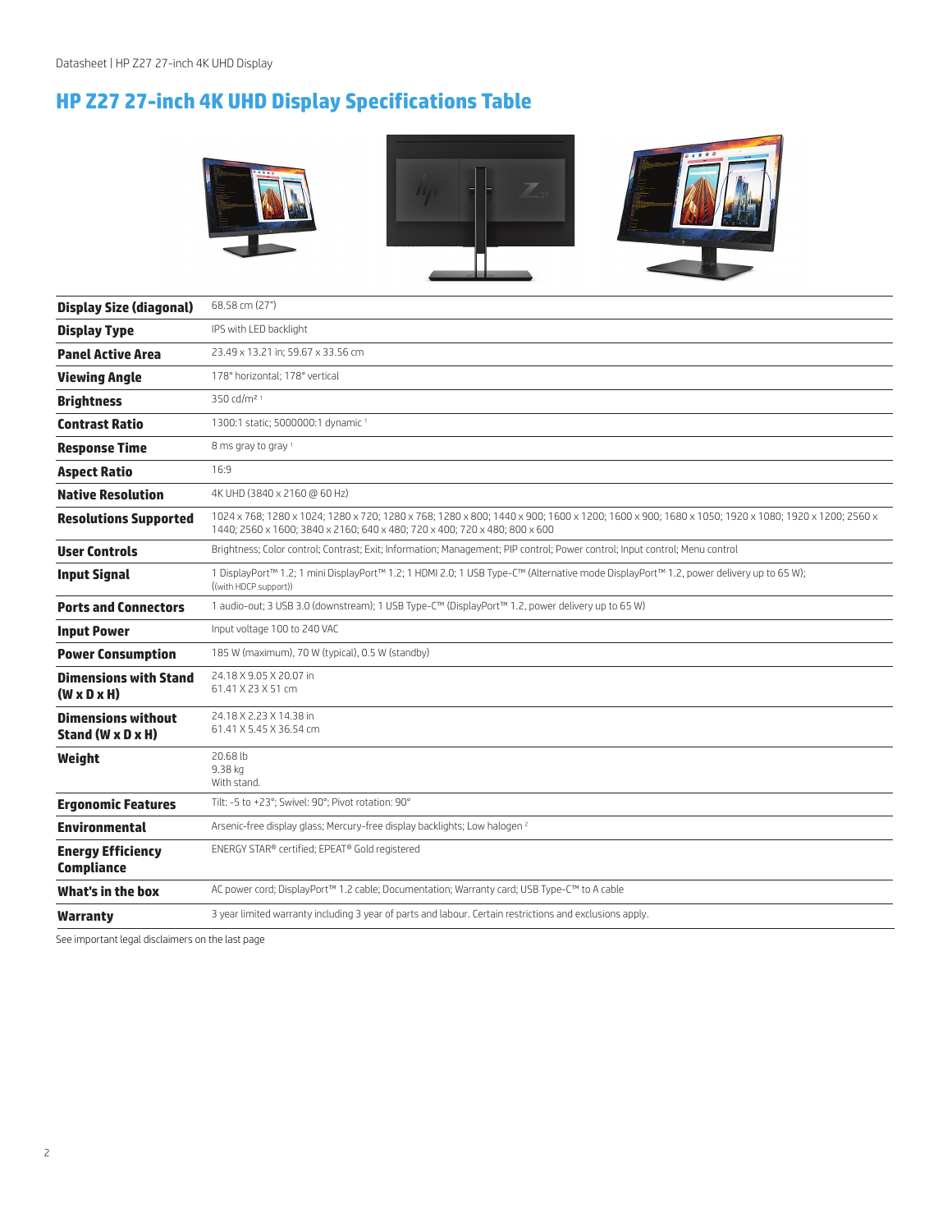# HP Z27 27-inch 4K UHD Display Specifications Table

| | |
|---|---|
| **Display Size (diagonal)** | 68.58 cm (27") |
| **Display Type** | IPS with LED backlight |
| **Panel Active Area** | 23.49 x 13.21 in; 59.67 x 33.56 cm |
| **Viewing Angle** | 178° horizontal; 178° vertical |
| **Brightness** | 350 cd/m² [1] |
| **Contrast Ratio** | 1300:1 static; 5000000:1 dynamic [1] |
| **Response Time** | 8 ms gray to gray [1] |
| **Aspect Ratio** | 16:9 |
| **Native Resolution** | 4K UHD (3840 x 2160 @ 60 Hz) |
| **Resolutions Supported** | 1024 x 768; 1280 x 1024; 1280 x 720; 1280 x 768; 1280 x 800; 1440 x 900; 1600 x 1200; 1600 x 900; 1680 x 1050; 1920 x 1080; 1920 x 1200; 2560 x 1440; 2560 x 1600; 3840 x 2160; 640 x 480; 720 x 400; 720 x 480; 800 x 600 |
| **User Controls** | Brightness; Color control; Contrast; Exit; Information; Management; PIP control; Power control; Input control; Menu control |
| **Input Signal** | 1 DisplayPort™ 1.2; 1 mini DisplayPort™ 1.2; 1 HDMI 2.0; 1 USB Type-C™ (Alternative mode DisplayPort™ 1.2, power delivery up to 65 W); ((with HDCP support)) |
| **Ports and Connectors** | 1 audio-out; 3 USB 3.0 (downstream); 1 USB Type-C™ (DisplayPort™ 1.2, power delivery up to 65 W) |
| **Input Power** | Input voltage 100 to 240 VAC |
| **Power Consumption** | 185 W (maximum), 70 W (typical), 0.5 W (standby) |
| **Dimensions with Stand (W x D x H)** | 24.18 X 9.05 X 20.07 in<br>61.41 X 23 X 51 cm |
| **Dimensions without Stand (W x D x H)** | 24.18 X 2.23 X 14.38 in<br>61.41 X 5.45 X 36.54 cm |
| **Weight** | 20.68 lb<br>9.38 kg<br>With stand. |
| **Ergonomic Features** | Tilt: -5 to +23°; Swivel: 90°; Pivot rotation: 90° |
| **Environmental** | Arsenic-free display glass; Mercury-free display backlights; Low halogen [2] |
| **Energy Efficiency Compliance** | ENERGY STAR® certified; EPEAT® Gold registered |
| **What's in the box** | AC power cord; DisplayPort™ 1.2 cable; Documentation; Warranty card; USB Type-C™ to A cable |
| **Warranty** | 3 year limited warranty including 3 year of parts and labour. Certain restrictions and exclusions apply. |

See important legal disclaimers on the last page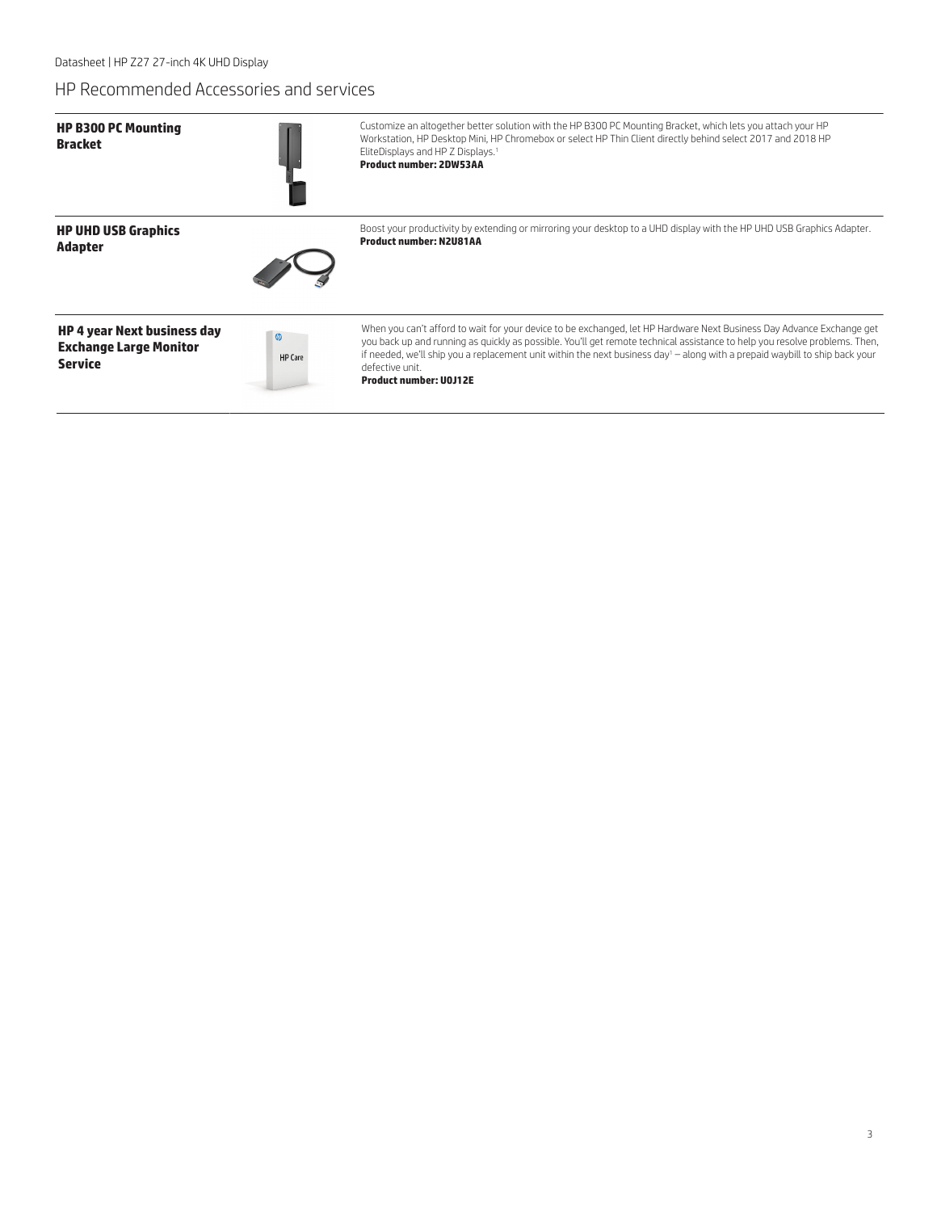## HP Recommended Accessories and services

| | |
|---|---|
| **HP B300 PC Mounting Bracket** | Customize an altogether better solution with the HP B300 PC Mounting Bracket, which lets you attach your HP Workstation, HP Desktop Mini, HP Chromebox or select HP Thin Client directly behind select 2017 and 2018 HP EliteDisplays and HP Z Displays.[1] **Product number: 2DW53AA** |
| **HP UHD USB Graphics Adapter** | Boost your productivity by extending or mirroring your desktop to a UHD display with the HP UHD USB Graphics Adapter. **Product number: N2U81AA** |
| **HP 4 year Next business day Exchange Large Monitor Service** | When you can't afford to wait for your device to be exchanged, let HP Hardware Next Business Day Advance Exchange get you back up and running as quickly as possible. You'll get remote technical assistance to help you resolve problems. Then, if needed, we'll ship you a replacement unit within the next business day[1] – along with a prepaid waybill to ship back your defective unit. **Product number: U0J12E** |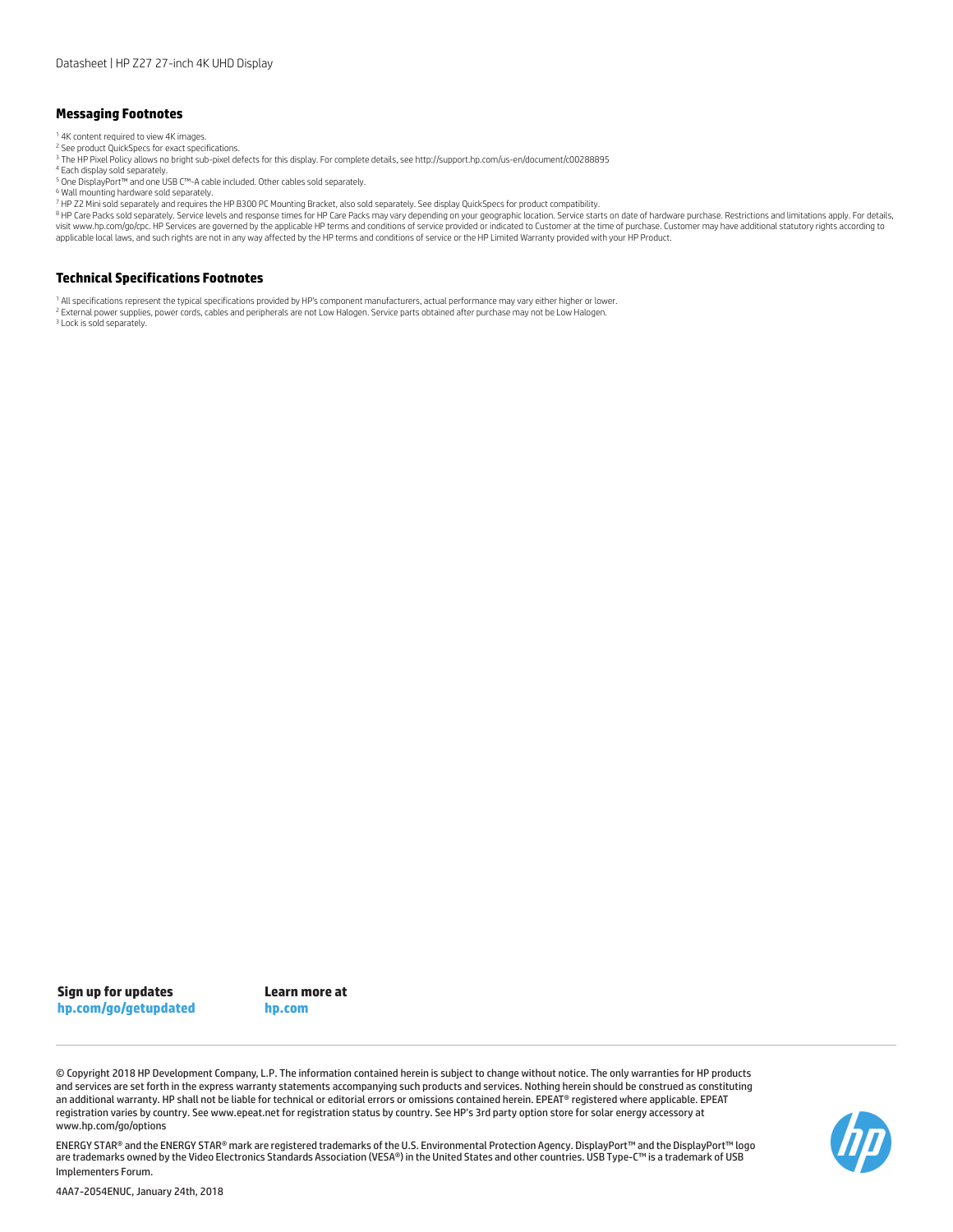## Messaging Footnotes

[1] 4K content required to view 4K images.
[2] See product QuickSpecs for exact specifications.
[3] The HP Pixel Policy allows no bright sub-pixel defects for this display. For complete details, see http://support.hp.com/us-en/document/c00288895
[4] Each display sold separately.
[5] One DisplayPort™ and one USB C™-A cable included. Other cables sold separately.
[6] Wall mounting hardware sold separately.
[7] HP Z2 Mini sold separately and requires the HP B300 PC Mounting Bracket, also sold separately. See display QuickSpecs for product compatibility.
[8] HP Care Packs sold separately. Service levels and response times for HP Care Packs may vary depending on your geographic location. Service starts on date of hardware purchase. Restrictions and limitations apply. For details, visit www.hp.com/go/cpc. HP Services are governed by the applicable HP terms and conditions of service provided or indicated to Customer at the time of purchase. Customer may have additional statutory rights according to applicable local laws, and such rights are not in any way affected by the HP terms and conditions of service or the HP Limited Warranty provided with your HP Product.

## Technical Specifications Footnotes

[1] All specifications represent the typical specifications provided by HP's component manufacturers, actual performance may vary either higher or lower.
[2] External power supplies, power cords, cables and peripherals are not Low Halogen. Service parts obtained after purchase may not be Low Halogen.
[3] Lock is sold separately.

**Sign up for updates**
**hp.com/go/getupdated**

**Learn more at**
**hp.com**

© Copyright 2018 HP Development Company, L.P. The information contained herein is subject to change without notice. The only warranties for HP products and services are set forth in the express warranty statements accompanying such products and services. Nothing herein should be construed as constituting an additional warranty. HP shall not be liable for technical or editorial errors or omissions contained herein. EPEAT® registered where applicable. EPEAT registration varies by country. See www.epeat.net for registration status by country. See HP's 3rd party option store for solar energy accessory at www.hp.com/go/options

ENERGY STAR® and the ENERGY STAR® mark are registered trademarks of the U.S. Environmental Protection Agency. DisplayPort™ and the DisplayPort™ logo are trademarks owned by the Video Electronics Standards Association (VESA®) in the United States and other countries. USB Type-C™ is a trademark of USB Implementers Forum.

4AA7-2054ENUC, January 24th, 2018